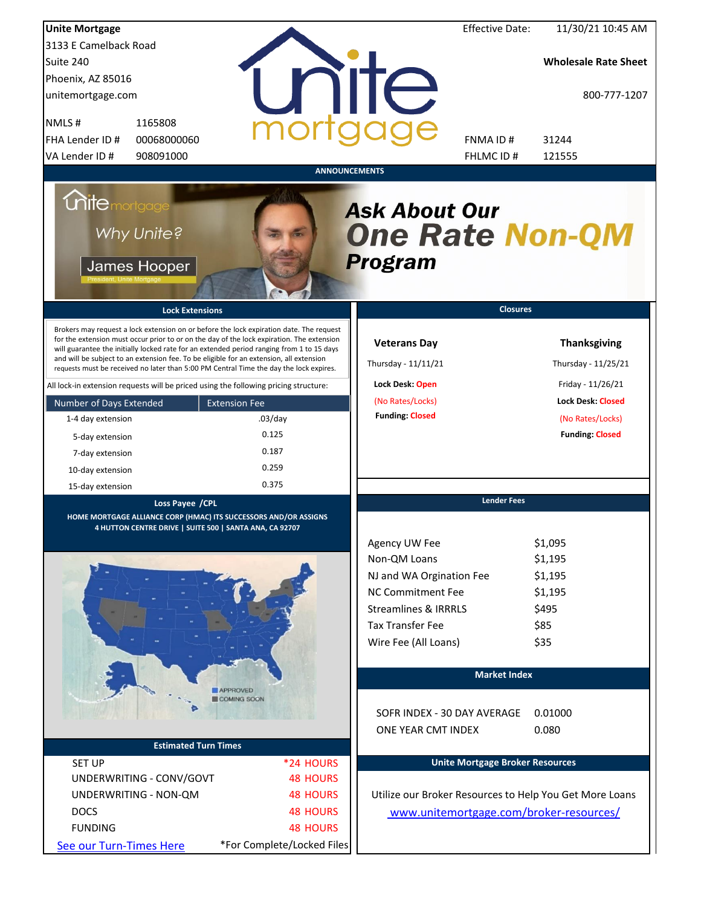**Unite Mortgage**
3133 E Camelback Road
Suite 240
Phoenix, AZ 85016
unitemortgage.com

| | |
|---|---|
| NMLS # | 1165808 |
| FHA Lender ID # | 00068000060 |
| VA Lender ID # | 908091000 |

Effective Date: 11/30/21 10:45 AM

**Wholesale Rate Sheet**

800-777-1207

| | |
|---|---|
| FNMA ID # | 31244 |
| FHLMC ID # | 121555 |

## ANNOUNCEMENTS

Why Unite?
James Hooper
President, Unite Mortgage

***Ask About Our One Rate Non-QM Program***

## Lock Extensions

Brokers may request a lock extension on or before the lock expiration date. The request for the extension must occur prior to or on the day of the lock expiration. The extension will guarantee the initially locked rate for an extended period ranging from 1 to 15 days and will be subject to an extension fee. To be eligible for an extension, all extension requests must be received no later than 5:00 PM Central Time the day the lock expires.

All lock-in extension requests will be priced using the following pricing structure:

| Number of Days Extended | Extension Fee |
|---|---|
| 1-4 day extension | .03/day |
| 5-day extension | 0.125 |
| 7-day extension | 0.187 |
| 10-day extension | 0.259 |
| 15-day extension | 0.375 |

## Closures

**Veterans Day**
Thursday - 11/11/21
Lock Desk: Open
(No Rates/Locks)
Funding: Closed

**Thanksgiving**
Thursday - 11/25/21
Friday - 11/26/21
Lock Desk: Closed
(No Rates/Locks)
Funding: Closed

## Loss Payee /CPL

HOME MORTGAGE ALLIANCE CORP (HMAC) ITS SUCCESSORS AND/OR ASSIGNS
4 HUTTON CENTRE DRIVE | SUITE 500 | SANTA ANA, CA 92707

APPROVED
COMING SOON

## Lender Fees

| | |
|---|---|
| Agency UW Fee | $1,095 |
| Non-QM Loans | $1,195 |
| NJ and WA Orgination Fee | $1,195 |
| NC Commitment Fee | $1,195 |
| Streamlines & IRRRLS | $495 |
| Tax Transfer Fee | $85 |
| Wire Fee (All Loans) | $35 |

## Market Index

| | |
|---|---|
| SOFR INDEX - 30 DAY AVERAGE | 0.01000 |
| ONE YEAR CMT INDEX | 0.080 |

## Estimated Turn Times

| | |
|---|---|
| SET UP | *24 HOURS |
| UNDERWRITING - CONV/GOVT | 48 HOURS |
| UNDERWRITING - NON-QM | 48 HOURS |
| DOCS | 48 HOURS |
| FUNDING | 48 HOURS |

See our Turn-Times Here — *For Complete/Locked Files

## Unite Mortgage Broker Resources

Utilize our Broker Resources to Help You Get More Loans
www.unitemortgage.com/broker-resources/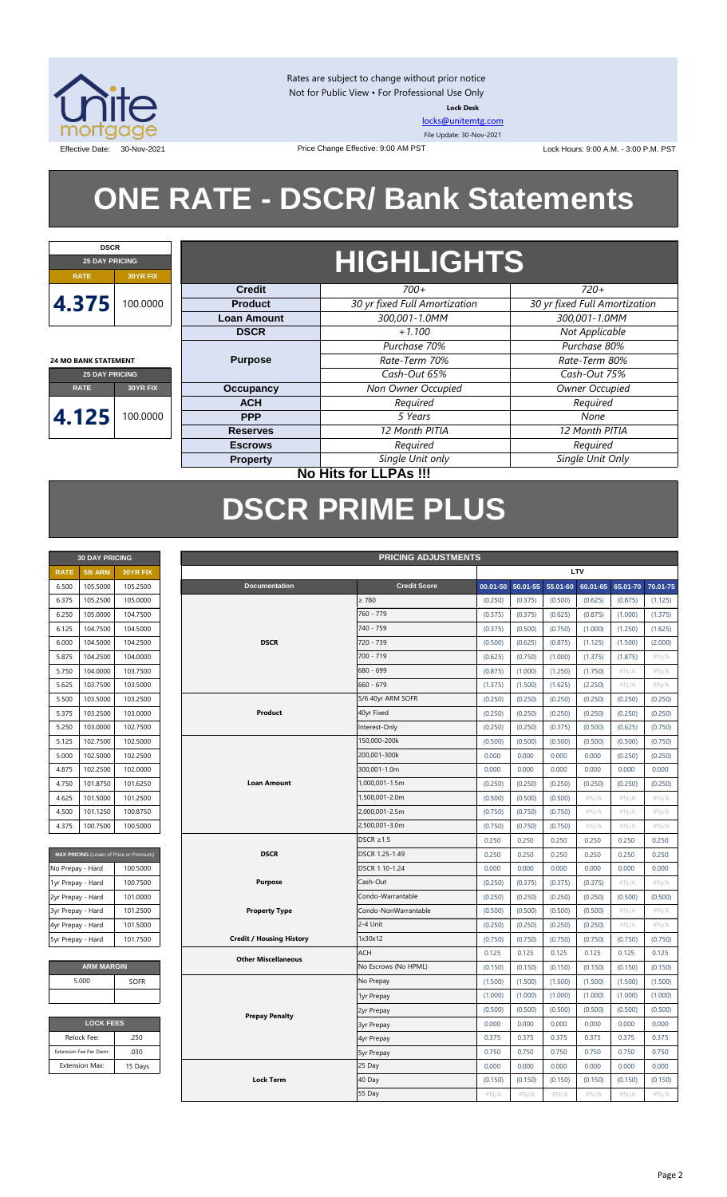Rates are subject to change without prior notice
Not for Public View • For Professional Use Only
**Lock Desk**
locks@unitemtg.com
File Update: 30-Nov-2021

Effective Date: 30-Nov-2021 | Price Change Effective: 9:00 AM PST | Lock Hours: 9:00 A.M. - 3:00 P.M. PST

# ONE RATE - DSCR/ Bank Statements

| DSCR | |
|---|---|
| 25 DAY PRICING | |
| RATE | 30YR FIX |
| 4.375 | 100.0000 |

| 24 MO BANK STATEMENT | |
|---|---|
| 25 DAY PRICING | |
| RATE | 30YR FIX |
| 4.125 | 100.0000 |

## HIGHLIGHTS

| | | |
|---|---|---|
| **Credit** | 700+ | 720+ |
| **Product** | 30 yr fixed Full Amortization | 30 yr fixed Full Amortization |
| **Loan Amount** | 300,001-1.0MM | 300,001-1.0MM |
| **DSCR** | +1.100 | Not Applicable |
| **Purpose** | Purchase 70%<br>Rate-Term 70%<br>Cash-Out 65% | Purchase 80%<br>Rate-Term 80%<br>Cash-Out 75% |
| **Occupancy** | Non Owner Occupied | Owner Occupied |
| **ACH** | Required | Required |
| **PPP** | 5 Years | None |
| **Reserves** | 12 Month PITIA | 12 Month PITIA |
| **Escrows** | Required | Required |
| **Property** | Single Unit only | Single Unit Only |

**No Hits for LLPAs !!!**

# DSCR PRIME PLUS

| 30 DAY PRICING | | |
|---|---|---|
| RATE | 5/6 ARM | 30YR FIX |
| 6.500 | 105.5000 | 105.2500 |
| 6.375 | 105.2500 | 105.0000 |
| 6.250 | 105.0000 | 104.7500 |
| 6.125 | 104.7500 | 104.5000 |
| 6.000 | 104.5000 | 104.2500 |
| 5.875 | 104.2500 | 104.0000 |
| 5.750 | 104.0000 | 103.7500 |
| 5.625 | 103.7500 | 103.5000 |
| 5.500 | 103.5000 | 103.2500 |
| 5.375 | 103.2500 | 103.0000 |
| 5.250 | 103.0000 | 102.7500 |
| 5.125 | 102.7500 | 102.5000 |
| 5.000 | 102.5000 | 102.2500 |
| 4.875 | 102.2500 | 102.0000 |
| 4.750 | 101.8750 | 101.6250 |
| 4.625 | 101.5000 | 101.2500 |
| 4.500 | 101.1250 | 100.8750 |
| 4.375 | 100.7500 | 100.5000 |

| MAX PRICING (Lower of Price or Premium) | |
|---|---|
| No Prepay - Hard | 100.5000 |
| 1yr Prepay - Hard | 100.7500 |
| 2yr Prepay - Hard | 101.0000 |
| 3yr Prepay - Hard | 101.2500 |
| 4yr Prepay - Hard | 101.5000 |
| 5yr Prepay - Hard | 101.7500 |

| ARM MARGIN | |
|---|---|
| 5.000 | SOFR |

| LOCK FEES | |
|---|---|
| Relock Fee: | .250 |
| Extension Fee Per Diem: | .030 |
| Extension Max: | 15 Days |

| PRICING ADJUSTMENTS | | LTV | | | | | |
|---|---|---|---|---|---|---|---|
| Documentation | Credit Score | 00.01-50 | 50.01-55 | 55.01-60 | 60.01-65 | 65.01-70 | 70.01-75 |
| DSCR | ≥ 780 | (0.250) | (0.375) | (0.500) | (0.625) | (0.875) | (1.125) |
| | 760 - 779 | (0.375) | (0.375) | (0.625) | (0.875) | (1.000) | (1.375) |
| | 740 - 759 | (0.375) | (0.500) | (0.750) | (1.000) | (1.250) | (1.625) |
| | 720 - 739 | (0.500) | (0.625) | (0.875) | (1.125) | (1.500) | (2.000) |
| | 700 - 719 | (0.625) | (0.750) | (1.000) | (1.375) | (1.875) | #N/A |
| | 680 - 699 | (0.875) | (1.000) | (1.250) | (1.750) | #N/A | #N/A |
| | 660 - 679 | (1.375) | (1.500) | (1.625) | (2.250) | #N/A | #N/A |
| Product | 5/6 40yr ARM SOFR | (0.250) | (0.250) | (0.250) | (0.250) | (0.250) | (0.250) |
| | 40yr Fixed | (0.250) | (0.250) | (0.250) | (0.250) | (0.250) | (0.250) |
| | Interest-Only | (0.250) | (0.250) | (0.375) | (0.500) | (0.625) | (0.750) |
| Loan Amount | 150,000-200k | (0.500) | (0.500) | (0.500) | (0.500) | (0.500) | (0.750) |
| | 200,001-300k | 0.000 | 0.000 | 0.000 | 0.000 | (0.250) | (0.250) |
| | 300,001-1.0m | 0.000 | 0.000 | 0.000 | 0.000 | 0.000 | 0.000 |
| | 1,000,001-1.5m | (0.250) | (0.250) | (0.250) | (0.250) | (0.250) | (0.250) |
| | 1,500,001-2.0m | (0.500) | (0.500) | (0.500) | #N/A | #N/A | #N/A |
| | 2,000,001-2.5m | (0.750) | (0.750) | (0.750) | #N/A | #N/A | #N/A |
| | 2,500,001-3.0m | (0.750) | (0.750) | (0.750) | #N/A | #N/A | #N/A |
| DSCR | DSCR ≥1.5 | 0.250 | 0.250 | 0.250 | 0.250 | 0.250 | 0.250 |
| | DSCR 1.25-1.49 | 0.250 | 0.250 | 0.250 | 0.250 | 0.250 | 0.250 |
| | DSCR 1.10-1.24 | 0.000 | 0.000 | 0.000 | 0.000 | 0.000 | 0.000 |
| Purpose | Cash-Out | (0.250) | (0.375) | (0.375) | (0.375) | #N/A | #N/A |
| Property Type | Condo-Warrantable | (0.250) | (0.250) | (0.250) | (0.250) | (0.500) | (0.500) |
| | Condo-NonWarrantable | (0.500) | (0.500) | (0.500) | (0.500) | #N/A | #N/A |
| | 2-4 Unit | (0.250) | (0.250) | (0.250) | (0.250) | #N/A | #N/A |
| Credit / Housing History | 1x30x12 | (0.750) | (0.750) | (0.750) | (0.750) | (0.750) | (0.750) |
| Other Miscellaneous | ACH | 0.125 | 0.125 | 0.125 | 0.125 | 0.125 | 0.125 |
| | No Escrows (No HPML) | (0.150) | (0.150) | (0.150) | (0.150) | (0.150) | (0.150) |
| Prepay Penalty | No Prepay | (1.500) | (1.500) | (1.500) | (1.500) | (1.500) | (1.500) |
| | 1yr Prepay | (1.000) | (1.000) | (1.000) | (1.000) | (1.000) | (1.000) |
| | 2yr Prepay | (0.500) | (0.500) | (0.500) | (0.500) | (0.500) | (0.500) |
| | 3yr Prepay | 0.000 | 0.000 | 0.000 | 0.000 | 0.000 | 0.000 |
| | 4yr Prepay | 0.375 | 0.375 | 0.375 | 0.375 | 0.375 | 0.375 |
| | 5yr Prepay | 0.750 | 0.750 | 0.750 | 0.750 | 0.750 | 0.750 |
| Lock Term | 25 Day | 0.000 | 0.000 | 0.000 | 0.000 | 0.000 | 0.000 |
| | 40 Day | (0.150) | (0.150) | (0.150) | (0.150) | (0.150) | (0.150) |
| | 55 Day | #N/A | #N/A | #N/A | #N/A | #N/A | #N/A |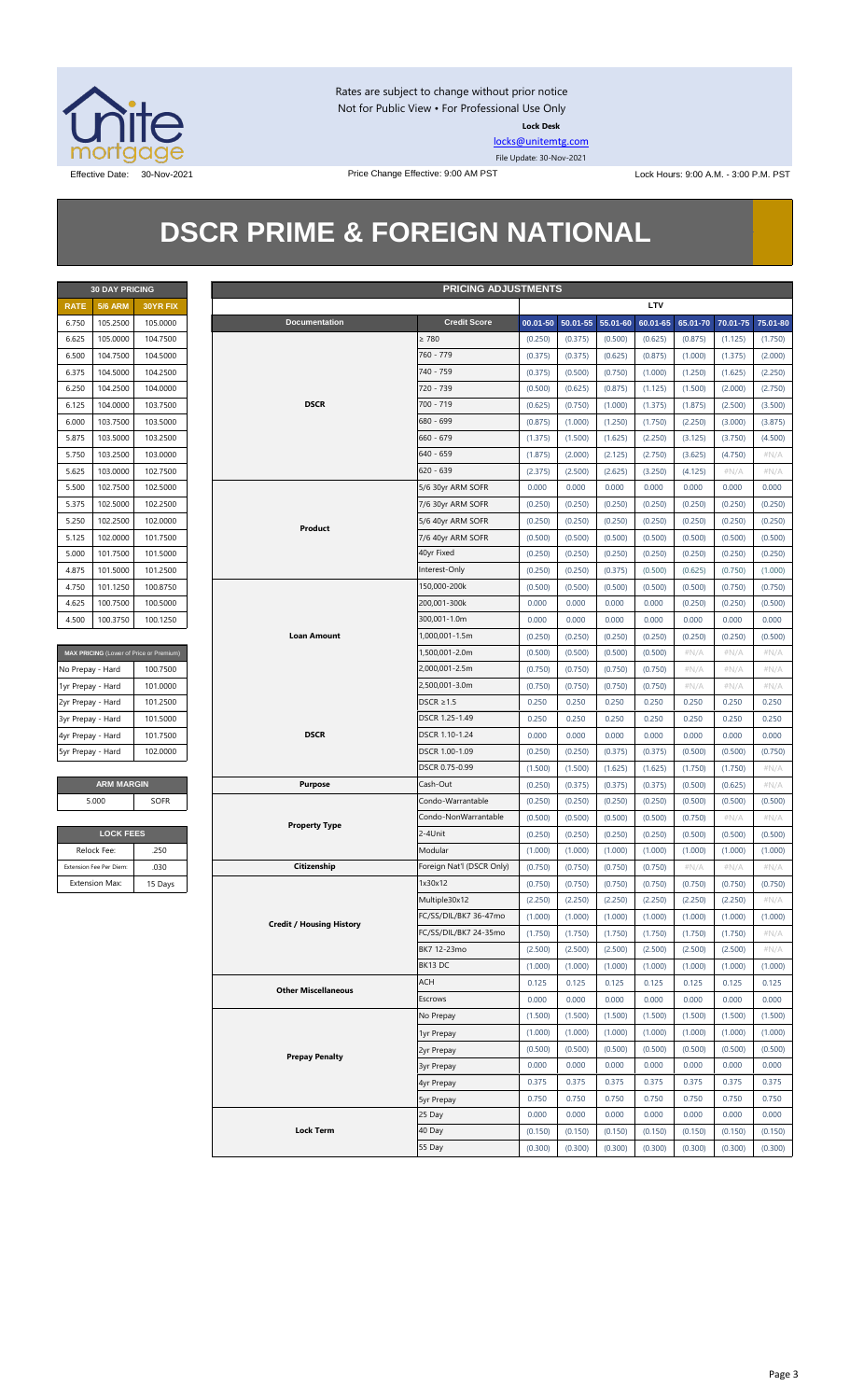Rates are subject to change without prior notice
Not for Public View • For Professional Use Only

**Lock Desk**

locks@unitemtg.com

File Update: 30-Nov-2021

Effective Date: 30-Nov-2021

Price Change Effective: 9:00 AM PST

Lock Hours: 9:00 A.M. - 3:00 P.M. PST

# DSCR PRIME & FOREIGN NATIONAL

| 30 DAY PRICING | | |
|---|---|---|
| RATE | 5/6 ARM | 30YR FIX |
| 6.750 | 105.2500 | 105.0000 |
| 6.625 | 105.0000 | 104.7500 |
| 6.500 | 104.7500 | 104.5000 |
| 6.375 | 104.5000 | 104.2500 |
| 6.250 | 104.2500 | 104.0000 |
| 6.125 | 104.0000 | 103.7500 |
| 6.000 | 103.7500 | 103.5000 |
| 5.875 | 103.5000 | 103.2500 |
| 5.750 | 103.2500 | 103.0000 |
| 5.625 | 103.0000 | 102.7500 |
| 5.500 | 102.7500 | 102.5000 |
| 5.375 | 102.5000 | 102.2500 |
| 5.250 | 102.2500 | 102.0000 |
| 5.125 | 102.0000 | 101.7500 |
| 5.000 | 101.7500 | 101.5000 |
| 4.875 | 101.5000 | 101.2500 |
| 4.750 | 101.1250 | 100.8750 |
| 4.625 | 100.7500 | 100.5000 |
| 4.500 | 100.3750 | 100.1250 |

| MAX PRICING (Lower of Price or Premium) | |
|---|---|
| No Prepay - Hard | 100.7500 |
| 1yr Prepay - Hard | 101.0000 |
| 2yr Prepay - Hard | 101.2500 |
| 3yr Prepay - Hard | 101.5000 |
| 4yr Prepay - Hard | 101.7500 |
| 5yr Prepay - Hard | 102.0000 |

| ARM MARGIN | |
|---|---|
| 5.000 | SOFR |

| LOCK FEES | |
|---|---|
| Relock Fee: | .250 |
| Extension Fee Per Diem: | .030 |
| Extension Max: | 15 Days |

| PRICING ADJUSTMENTS | | | | | | | | |
|---|---|---|---|---|---|---|---|---|
| | | LTV | | | | | | |
| Documentation | Credit Score | 00.01-50 | 50.01-55 | 55.01-60 | 60.01-65 | 65.01-70 | 70.01-75 | 75.01-80 |
| DSCR | ≥ 780 | (0.250) | (0.375) | (0.500) | (0.625) | (0.875) | (1.125) | (1.750) |
| | 760 - 779 | (0.375) | (0.375) | (0.625) | (0.875) | (1.000) | (1.375) | (2.000) |
| | 740 - 759 | (0.375) | (0.500) | (0.750) | (1.000) | (1.250) | (1.625) | (2.250) |
| | 720 - 739 | (0.500) | (0.625) | (0.875) | (1.125) | (1.500) | (2.000) | (2.750) |
| | 700 - 719 | (0.625) | (0.750) | (1.000) | (1.375) | (1.875) | (2.500) | (3.500) |
| | 680 - 699 | (0.875) | (1.000) | (1.250) | (1.750) | (2.250) | (3.000) | (3.875) |
| | 660 - 679 | (1.375) | (1.500) | (1.625) | (2.250) | (3.125) | (3.750) | (4.500) |
| | 640 - 659 | (1.875) | (2.000) | (2.125) | (2.750) | (3.625) | (4.750) | #N/A |
| | 620 - 639 | (2.375) | (2.500) | (2.625) | (3.250) | (4.125) | #N/A | #N/A |
| Product | 5/6 30yr ARM SOFR | 0.000 | 0.000 | 0.000 | 0.000 | 0.000 | 0.000 | 0.000 |
| | 7/6 30yr ARM SOFR | (0.250) | (0.250) | (0.250) | (0.250) | (0.250) | (0.250) | (0.250) |
| | 5/6 40yr ARM SOFR | (0.250) | (0.250) | (0.250) | (0.250) | (0.250) | (0.250) | (0.250) |
| | 7/6 40yr ARM SOFR | (0.500) | (0.500) | (0.500) | (0.500) | (0.500) | (0.500) | (0.500) |
| | 40yr Fixed | (0.250) | (0.250) | (0.250) | (0.250) | (0.250) | (0.250) | (0.250) |
| | Interest-Only | (0.250) | (0.250) | (0.375) | (0.500) | (0.625) | (0.750) | (1.000) |
| Loan Amount | 150,000-200k | (0.500) | (0.500) | (0.500) | (0.500) | (0.500) | (0.750) | (0.750) |
| | 200,001-300k | 0.000 | 0.000 | 0.000 | 0.000 | (0.250) | (0.250) | (0.500) |
| | 300,001-1.0m | 0.000 | 0.000 | 0.000 | 0.000 | 0.000 | 0.000 | 0.000 |
| | 1,000,001-1.5m | (0.250) | (0.250) | (0.250) | (0.250) | (0.250) | (0.250) | (0.500) |
| | 1,500,001-2.0m | (0.500) | (0.500) | (0.500) | (0.500) | #N/A | #N/A | #N/A |
| | 2,000,001-2.5m | (0.750) | (0.750) | (0.750) | (0.750) | #N/A | #N/A | #N/A |
| | 2,500,001-3.0m | (0.750) | (0.750) | (0.750) | (0.750) | #N/A | #N/A | #N/A |
| DSCR | DSCR ≥1.5 | 0.250 | 0.250 | 0.250 | 0.250 | 0.250 | 0.250 | 0.250 |
| | DSCR 1.25-1.49 | 0.250 | 0.250 | 0.250 | 0.250 | 0.250 | 0.250 | 0.250 |
| | DSCR 1.10-1.24 | 0.000 | 0.000 | 0.000 | 0.000 | 0.000 | 0.000 | 0.000 |
| | DSCR 1.00-1.09 | (0.250) | (0.250) | (0.375) | (0.375) | (0.500) | (0.500) | (0.750) |
| | DSCR 0.75-0.99 | (1.500) | (1.500) | (1.625) | (1.625) | (1.750) | (1.750) | #N/A |
| Purpose | Cash-Out | (0.250) | (0.375) | (0.375) | (0.375) | (0.500) | (0.625) | #N/A |
| Property Type | Condo-Warrantable | (0.250) | (0.250) | (0.250) | (0.250) | (0.500) | (0.500) | (0.500) |
| | Condo-NonWarrantable | (0.500) | (0.500) | (0.500) | (0.500) | (0.750) | #N/A | #N/A |
| | 2-4Unit | (0.250) | (0.250) | (0.250) | (0.250) | (0.500) | (0.500) | (0.500) |
| | Modular | (1.000) | (1.000) | (1.000) | (1.000) | (1.000) | (1.000) | (1.000) |
| Citizenship | Foreign Nat'l (DSCR Only) | (0.750) | (0.750) | (0.750) | (0.750) | #N/A | #N/A | #N/A |
| Credit / Housing History | 1x30x12 | (0.750) | (0.750) | (0.750) | (0.750) | (0.750) | (0.750) | (0.750) |
| | Multiple30x12 | (2.250) | (2.250) | (2.250) | (2.250) | (2.250) | (2.250) | #N/A |
| | FC/SS/DIL/BK7 36-47mo | (1.000) | (1.000) | (1.000) | (1.000) | (1.000) | (1.000) | (1.000) |
| | FC/SS/DIL/BK7 24-35mo | (1.750) | (1.750) | (1.750) | (1.750) | (1.750) | (1.750) | #N/A |
| | BK7 12-23mo | (2.500) | (2.500) | (2.500) | (2.500) | (2.500) | (2.500) | #N/A |
| | BK13 DC | (1.000) | (1.000) | (1.000) | (1.000) | (1.000) | (1.000) | (1.000) |
| Other Miscellaneous | ACH | 0.125 | 0.125 | 0.125 | 0.125 | 0.125 | 0.125 | 0.125 |
| | Escrows | 0.000 | 0.000 | 0.000 | 0.000 | 0.000 | 0.000 | 0.000 |
| Prepay Penalty | No Prepay | (1.500) | (1.500) | (1.500) | (1.500) | (1.500) | (1.500) | (1.500) |
| | 1yr Prepay | (1.000) | (1.000) | (1.000) | (1.000) | (1.000) | (1.000) | (1.000) |
| | 2yr Prepay | (0.500) | (0.500) | (0.500) | (0.500) | (0.500) | (0.500) | (0.500) |
| | 3yr Prepay | 0.000 | 0.000 | 0.000 | 0.000 | 0.000 | 0.000 | 0.000 |
| | 4yr Prepay | 0.375 | 0.375 | 0.375 | 0.375 | 0.375 | 0.375 | 0.375 |
| | 5yr Prepay | 0.750 | 0.750 | 0.750 | 0.750 | 0.750 | 0.750 | 0.750 |
| Lock Term | 25 Day | 0.000 | 0.000 | 0.000 | 0.000 | 0.000 | 0.000 | 0.000 |
| | 40 Day | (0.150) | (0.150) | (0.150) | (0.150) | (0.150) | (0.150) | (0.150) |
| | 55 Day | (0.300) | (0.300) | (0.300) | (0.300) | (0.300) | (0.300) | (0.300) |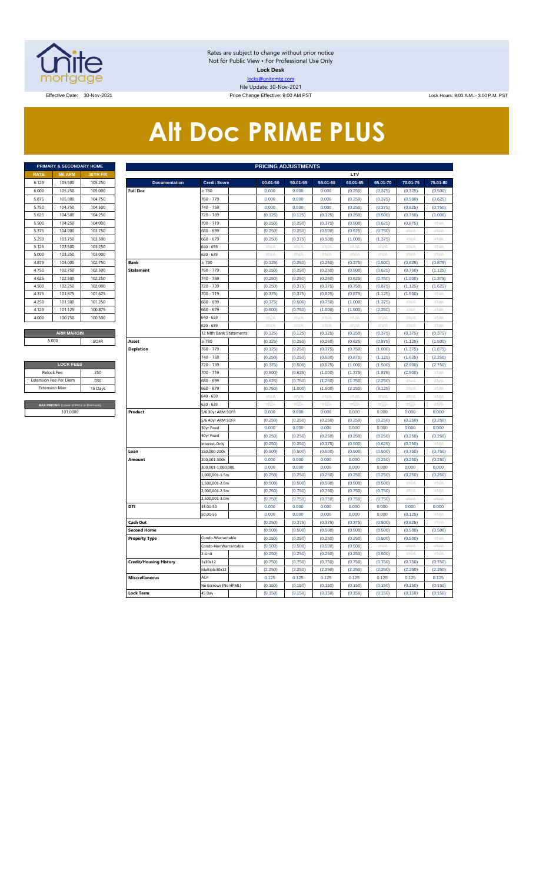Rates are subject to change without prior notice
Not for Public View • For Professional Use Only
**Lock Desk**
locks@unitemtg.com
File Update: 30-Nov-2021

Effective Date: 30-Nov-2021 | Price Change Effective: 9:00 AM PST | Lock Hours: 9:00 A.M. - 3:00 P.M. PST

# Alt Doc PRIME PLUS

| PRIMARY & SECONDARY HOME | | |
|---|---|---|
| RATE | 5/6 ARM | 30YR FIX |
| 6.125 | 105.500 | 105.250 |
| 6.000 | 105.250 | 105.000 |
| 5.875 | 105.000 | 104.750 |
| 5.750 | 104.750 | 104.500 |
| 5.625 | 104.500 | 104.250 |
| 5.500 | 104.250 | 104.000 |
| 5.375 | 104.000 | 103.750 |
| 5.250 | 103.750 | 103.500 |
| 5.125 | 103.500 | 103.250 |
| 5.000 | 103.250 | 103.000 |
| 4.875 | 103.000 | 102.750 |
| 4.750 | 102.750 | 102.500 |
| 4.625 | 102.500 | 102.250 |
| 4.500 | 102.250 | 102.000 |
| 4.375 | 101.875 | 101.625 |
| 4.250 | 101.500 | 101.250 |
| 4.125 | 101.125 | 100.875 |
| 4.000 | 100.750 | 100.500 |

| ARM MARGIN | |
|---|---|
| 5.000 | SOFR |

| LOCK FEES | |
|---|---|
| Relock Fee: | .250 |
| Extension Fee Per Diem | .030 |
| Extension Max: | 15 Days |

| MAX PRICING (Lower of Price or Premium) |
|---|
| 101.0000 |

| PRICING ADJUSTMENTS | | | | | | | | | |
|---|---|---|---|---|---|---|---|---|---|
| | | | LTV | | | | | | |
| Documentation | Credit Score | | 00.01-50 | 50.01-55 | 55.01-60 | 60.01-65 | 65.01-70 | 70.01-75 | 75.01-80 |
| Full Doc | ≥ 780 | | 0.000 | 0.000 | 0.000 | (0.250) | (0.375) | (0.375) | (0.500) |
| | 760 - 779 | | 0.000 | 0.000 | 0.000 | (0.250) | (0.375) | (0.500) | (0.625) |
| | 740 - 759 | | 0.000 | 0.000 | 0.000 | (0.250) | (0.375) | (0.625) | (0.750) |
| | 720 - 739 | | (0.125) | (0.125) | (0.125) | (0.250) | (0.500) | (0.750) | (1.000) |
| | 700 - 719 | | (0.250) | (0.250) | (0.375) | (0.500) | (0.625) | (0.875) | #N/A |
| | 680 - 699 | | (0.250) | (0.250) | (0.500) | (0.625) | (0.750) | #N/A | #N/A |
| | 660 - 679 | | (0.250) | (0.375) | (0.500) | (1.000) | (1.375) | #N/A | #N/A |
| | 640 - 659 | | #N/A | #N/A | #N/A | #N/A | #N/A | #N/A | #N/A |
| | 620 - 639 | | #N/A | #N/A | #N/A | #N/A | #N/A | #N/A | #N/A |
| Bank Statement | ≥ 780 | | (0.125) | (0.250) | (0.250) | (0.375) | (0.500) | (0.625) | (0.875) |
| | 760 - 779 | | (0.250) | (0.250) | (0.250) | (0.500) | (0.625) | (0.750) | (1.125) |
| | 740 - 759 | | (0.250) | (0.250) | (0.250) | (0.625) | (0.750) | (1.000) | (1.375) |
| | 720 - 739 | | (0.250) | (0.375) | (0.375) | (0.750) | (0.875) | (1.125) | (1.625) |
| | 700 - 719 | | (0.375) | (0.375) | (0.625) | (0.875) | (1.125) | (1.500) | #N/A |
| | 680 - 699 | | (0.375) | (0.500) | (0.750) | (1.000) | (1.375) | #N/A | #N/A |
| | 660 - 679 | | (0.500) | (0.750) | (1.000) | (1.500) | (2.250) | #N/A | #N/A |
| | 640 - 659 | | #N/A | #N/A | #N/A | #N/A | #N/A | #N/A | #N/A |
| | 620 - 639 | | #N/A | #N/A | #N/A | #N/A | #N/A | #N/A | #N/A |
| | 12 Mth Bank Statements | | (0.125) | (0.125) | (0.125) | (0.250) | (0.375) | (0.375) | (0.375) |
| Asset Depletion | ≥ 780 | | (0.125) | (0.250) | (0.250) | (0.625) | (0.875) | (1.125) | (1.500) |
| | 760 - 779 | | (0.125) | (0.250) | (0.375) | (0.750) | (1.000) | (1.375) | (1.875) |
| | 740 - 759 | | (0.250) | (0.250) | (0.500) | (0.875) | (1.125) | (1.625) | (2.250) |
| | 720 - 739 | | (0.375) | (0.500) | (0.625) | (1.000) | (1.500) | (2.000) | (2.750) |
| | 700 - 719 | | (0.500) | (0.625) | (1.000) | (1.375) | (1.875) | (2.500) | #N/A |
| | 680 - 699 | | (0.625) | (0.750) | (1.250) | (1.750) | (2.250) | #N/A | #N/A |
| | 660 - 679 | | (0.750) | (1.000) | (1.500) | (2.250) | (3.125) | #N/A | #N/A |
| | 640 - 659 | | #N/A | #N/A | #N/A | #N/A | #N/A | #N/A | #N/A |
| | 620 - 639 | | #N/A | #N/A | #N/A | #N/A | #N/A | #N/A | #N/A |
| Product | 5/6 30yr ARM SOFR | | 0.000 | 0.000 | 0.000 | 0.000 | 0.000 | 0.000 | 0.000 |
| | 5/6 40yr ARM SOFR | | (0.250) | (0.250) | (0.250) | (0.250) | (0.250) | (0.250) | (0.250) |
| | 30yr Fixed | | 0.000 | 0.000 | 0.000 | 0.000 | 0.000 | 0.000 | 0.000 |
| | 40yr Fixed | | (0.250) | (0.250) | (0.250) | (0.250) | (0.250) | (0.250) | (0.250) |
| | Interest-Only | | (0.250) | (0.250) | (0.375) | (0.500) | (0.625) | (0.750) | #N/A |
| Loan Amount | 150,000-200k | | (0.500) | (0.500) | (0.500) | (0.500) | (0.500) | (0.750) | (0.750) |
| | 200,001-300k | | 0.000 | 0.000 | 0.000 | 0.000 | (0.250) | (0.250) | (0.250) |
| | 300,001-1,000,000 | | 0.000 | 0.000 | 0.000 | 0.000 | 0.000 | 0.000 | 0.000 |
| | 1,000,001-1.5m | | (0.250) | (0.250) | (0.250) | (0.250) | (0.250) | (0.250) | (0.250) |
| | 1,500,001-2.0m | | (0.500) | (0.500) | (0.500) | (0.500) | (0.500) | #N/A | #N/A |
| | 2,000,001-2.5m | | (0.750) | (0.750) | (0.750) | (0.750) | (0.750) | #N/A | #N/A |
| | 2,500,001-3.0m | | (0.750) | (0.750) | (0.750) | (0.750) | (0.750) | #N/A | #N/A |
| DTI | 43.01-50 | | 0.000 | 0.000 | 0.000 | 0.000 | 0.000 | 0.000 | 0.000 |
| | 50.01-55 | | 0.000 | 0.000 | 0.000 | 0.000 | 0.000 | (0.125) | #N/A |
| Cash Out | | | (0.250) | (0.375) | (0.375) | (0.375) | (0.500) | (0.625) | #N/A |
| Second Home | | | (0.500) | (0.500) | (0.500) | (0.500) | (0.500) | (0.500) | (0.500) |
| Property Type | Condo-Warrantable | | (0.250) | (0.250) | (0.250) | (0.250) | (0.500) | (0.500) | #N/A |
| | Condo-NonWarrantable | | (0.500) | (0.500) | (0.500) | (0.500) | #N/A | #N/A | #N/A |
| | 2-Unit | | (0.250) | (0.250) | (0.250) | (0.250) | (0.500) | #N/A | #N/A |
| Credit/Housing History | 1x30x12 | | (0.750) | (0.750) | (0.750) | (0.750) | (0.750) | (0.750) | (0.750) |
| | Multiple30x12 | | (2.250) | (2.250) | (2.250) | (2.250) | (2.250) | (2.250) | (2.250) |
| Misccellaneous | ACH | | 0.125 | 0.125 | 0.125 | 0.125 | 0.125 | 0.125 | 0.125 |
| | No Escrows (No HPML) | | (0.150) | (0.150) | (0.150) | (0.150) | (0.150) | (0.150) | (0.150) |
| Lock Term | 45 Day | | (0.150) | (0.150) | (0.150) | (0.150) | (0.150) | (0.150) | (0.150) |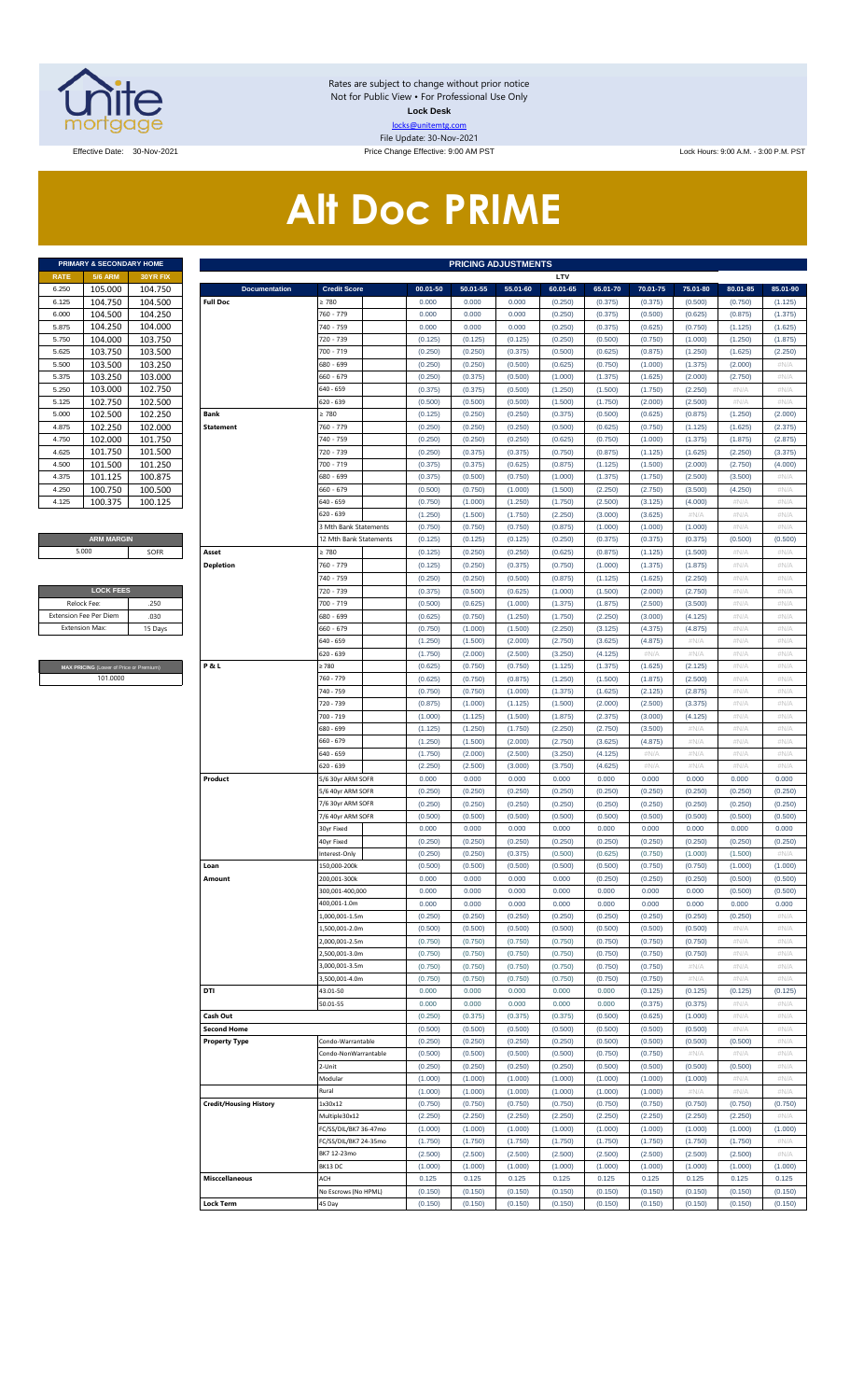Rates are subject to change without prior notice
Not for Public View • For Professional Use Only
**Lock Desk**
locks@unitemtg.com
File Update: 30-Nov-2021

Effective Date: 30-Nov-2021 | Price Change Effective: 9:00 AM PST | Lock Hours: 9:00 A.M. - 3:00 P.M. PST

# Alt Doc PRIME

| PRIMARY & SECONDARY HOME | | |
|---|---|---|
| RATE | 5/6 ARM | 30YR FIX |
| 6.250 | 105.000 | 104.750 |
| 6.125 | 104.750 | 104.500 |
| 6.000 | 104.500 | 104.250 |
| 5.875 | 104.250 | 104.000 |
| 5.750 | 104.000 | 103.750 |
| 5.625 | 103.750 | 103.500 |
| 5.500 | 103.500 | 103.250 |
| 5.375 | 103.250 | 103.000 |
| 5.250 | 103.000 | 102.750 |
| 5.125 | 102.750 | 102.500 |
| 5.000 | 102.500 | 102.250 |
| 4.875 | 102.250 | 102.000 |
| 4.750 | 102.000 | 101.750 |
| 4.625 | 101.750 | 101.500 |
| 4.500 | 101.500 | 101.250 |
| 4.375 | 101.125 | 100.875 |
| 4.250 | 100.750 | 100.500 |
| 4.125 | 100.375 | 100.125 |

| ARM MARGIN | |
|---|---|
| 5.000 | SOFR |

| LOCK FEES | |
|---|---|
| Relock Fee: | .250 |
| Extension Fee Per Diem | .030 |
| Extension Max: | 15 Days |

| MAX PRICING (Lower of Price or Premium) |
|---|
| 101.0000 |

| PRICING ADJUSTMENTS | | | | | | | | | | | |
|---|---|---|---|---|---|---|---|---|---|---|---|
| | | LTV | | | | | | | | | |
| Documentation | Credit Score | 00.01-50 | 50.01-55 | 55.01-60 | 60.01-65 | 65.01-70 | 70.01-75 | 75.01-80 | 80.01-85 | 85.01-90 |
| Full Doc | ≥ 780 | 0.000 | 0.000 | 0.000 | (0.250) | (0.375) | (0.375) | (0.500) | (0.750) | (1.125) |
| | 760 - 779 | 0.000 | 0.000 | 0.000 | (0.250) | (0.375) | (0.500) | (0.625) | (0.875) | (1.375) |
| | 740 - 759 | 0.000 | 0.000 | 0.000 | (0.250) | (0.375) | (0.625) | (0.750) | (1.125) | (1.625) |
| | 720 - 739 | (0.125) | (0.125) | (0.125) | (0.250) | (0.500) | (0.750) | (1.000) | (1.250) | (1.875) |
| | 700 - 719 | (0.250) | (0.250) | (0.375) | (0.500) | (0.625) | (0.875) | (1.250) | (1.625) | (2.250) |
| | 680 - 699 | (0.250) | (0.250) | (0.500) | (0.625) | (0.750) | (1.000) | (1.375) | (2.000) | #N/A |
| | 660 - 679 | (0.250) | (0.375) | (0.500) | (1.000) | (1.375) | (1.625) | (2.000) | (2.750) | #N/A |
| | 640 - 659 | (0.375) | (0.375) | (0.500) | (1.250) | (1.500) | (1.750) | (2.250) | #N/A | #N/A |
| | 620 - 639 | (0.500) | (0.500) | (0.500) | (1.500) | (1.750) | (2.000) | (2.500) | #N/A | #N/A |
| Bank Statement | ≥ 780 | (0.125) | (0.250) | (0.250) | (0.375) | (0.500) | (0.625) | (0.875) | (1.250) | (2.000) |
| | 760 - 779 | (0.250) | (0.250) | (0.250) | (0.500) | (0.625) | (0.750) | (1.125) | (1.625) | (2.375) |
| | 740 - 759 | (0.250) | (0.250) | (0.250) | (0.625) | (0.750) | (1.000) | (1.375) | (1.875) | (2.875) |
| | 720 - 739 | (0.250) | (0.375) | (0.375) | (0.750) | (0.875) | (1.125) | (1.625) | (2.250) | (3.375) |
| | 700 - 719 | (0.375) | (0.375) | (0.625) | (0.875) | (1.125) | (1.500) | (2.000) | (2.750) | (4.000) |
| | 680 - 699 | (0.375) | (0.500) | (0.750) | (1.000) | (1.375) | (1.750) | (2.500) | (3.500) | #N/A |
| | 660 - 679 | (0.500) | (0.750) | (1.000) | (1.500) | (2.250) | (2.750) | (3.500) | (4.250) | #N/A |
| | 640 - 659 | (0.750) | (1.000) | (1.250) | (1.750) | (2.500) | (3.125) | (4.000) | #N/A | #N/A |
| | 620 - 639 | (1.250) | (1.500) | (1.750) | (2.250) | (3.000) | (3.625) | #N/A | #N/A | #N/A |
| | 3 Mth Bank Statements | (0.750) | (0.750) | (0.750) | (0.875) | (1.000) | (1.000) | (1.000) | #N/A | #N/A |
| | 12 Mth Bank Statements | (0.125) | (0.125) | (0.125) | (0.250) | (0.375) | (0.375) | (0.375) | (0.500) | (0.500) |
| Asset Depletion | ≥ 780 | (0.125) | (0.250) | (0.250) | (0.625) | (0.875) | (1.125) | (1.500) | #N/A | #N/A |
| | 760 - 779 | (0.125) | (0.250) | (0.375) | (0.750) | (1.000) | (1.375) | (1.875) | #N/A | #N/A |
| | 740 - 759 | (0.250) | (0.250) | (0.500) | (0.875) | (1.125) | (1.625) | (2.250) | #N/A | #N/A |
| | 720 - 739 | (0.375) | (0.500) | (0.625) | (1.000) | (1.500) | (2.000) | (2.750) | #N/A | #N/A |
| | 700 - 719 | (0.500) | (0.625) | (1.000) | (1.375) | (1.875) | (2.500) | (3.500) | #N/A | #N/A |
| | 680 - 699 | (0.625) | (0.750) | (1.250) | (1.750) | (2.250) | (3.000) | (4.125) | #N/A | #N/A |
| | 660 - 679 | (0.750) | (1.000) | (1.500) | (2.250) | (3.125) | (4.375) | (4.875) | #N/A | #N/A |
| | 640 - 659 | (1.250) | (1.500) | (2.000) | (2.750) | (3.625) | (4.875) | #N/A | #N/A | #N/A |
| | 620 - 639 | (1.750) | (2.000) | (2.500) | (3.250) | (4.125) | #N/A | #N/A | #N/A | #N/A |
| P & L | ≥ 780 | (0.625) | (0.750) | (0.750) | (1.125) | (1.375) | (1.625) | (2.125) | #N/A | #N/A |
| | 760 - 779 | (0.625) | (0.750) | (0.875) | (1.250) | (1.500) | (1.875) | (2.500) | #N/A | #N/A |
| | 740 - 759 | (0.750) | (0.750) | (1.000) | (1.375) | (1.625) | (2.125) | (2.875) | #N/A | #N/A |
| | 720 - 739 | (0.875) | (1.000) | (1.125) | (1.500) | (2.000) | (2.500) | (3.375) | #N/A | #N/A |
| | 700 - 719 | (1.000) | (1.125) | (1.500) | (1.875) | (2.375) | (3.000) | (4.125) | #N/A | #N/A |
| | 680 - 699 | (1.125) | (1.250) | (1.750) | (2.250) | (2.750) | (3.500) | #N/A | #N/A | #N/A |
| | 660 - 679 | (1.250) | (1.500) | (2.000) | (2.750) | (3.625) | (4.875) | #N/A | #N/A | #N/A |
| | 640 - 659 | (1.750) | (2.000) | (2.500) | (3.250) | (4.125) | #N/A | #N/A | #N/A | #N/A |
| | 620 - 639 | (2.250) | (2.500) | (3.000) | (3.750) | (4.625) | #N/A | #N/A | #N/A | #N/A |
| Product | 5/6 30yr ARM SOFR | 0.000 | 0.000 | 0.000 | 0.000 | 0.000 | 0.000 | 0.000 | 0.000 | 0.000 |
| | 5/6 40yr ARM SOFR | (0.250) | (0.250) | (0.250) | (0.250) | (0.250) | (0.250) | (0.250) | (0.250) | (0.250) |
| | 7/6 30yr ARM SOFR | (0.250) | (0.250) | (0.250) | (0.250) | (0.250) | (0.250) | (0.250) | (0.250) | (0.250) |
| | 7/6 40yr ARM SOFR | (0.500) | (0.500) | (0.500) | (0.500) | (0.500) | (0.500) | (0.500) | (0.500) | (0.500) |
| | 30yr Fixed | 0.000 | 0.000 | 0.000 | 0.000 | 0.000 | 0.000 | 0.000 | 0.000 | 0.000 |
| | 40yr Fixed | (0.250) | (0.250) | (0.250) | (0.250) | (0.250) | (0.250) | (0.250) | (0.250) | (0.250) |
| | Interest-Only | (0.250) | (0.250) | (0.375) | (0.500) | (0.625) | (0.750) | (1.000) | (1.500) | #N/A |
| Loan Amount | 150,000-200k | (0.500) | (0.500) | (0.500) | (0.500) | (0.500) | (0.750) | (0.750) | (1.000) | (1.000) |
| | 200,001-300k | 0.000 | 0.000 | 0.000 | 0.000 | (0.250) | (0.250) | (0.250) | (0.500) | (0.500) |
| | 300,001-400,000 | 0.000 | 0.000 | 0.000 | 0.000 | 0.000 | 0.000 | 0.000 | (0.500) | (0.500) |
| | 400,001-1.0m | 0.000 | 0.000 | 0.000 | 0.000 | 0.000 | 0.000 | 0.000 | 0.000 | 0.000 |
| | 1,000,001-1.5m | (0.250) | (0.250) | (0.250) | (0.250) | (0.250) | (0.250) | (0.250) | (0.250) | #N/A |
| | 1,500,001-2.0m | (0.500) | (0.500) | (0.500) | (0.500) | (0.500) | (0.500) | (0.500) | #N/A | #N/A |
| | 2,000,001-2.5m | (0.750) | (0.750) | (0.750) | (0.750) | (0.750) | (0.750) | (0.750) | #N/A | #N/A |
| | 2,500,001-3.0m | (0.750) | (0.750) | (0.750) | (0.750) | (0.750) | (0.750) | (0.750) | #N/A | #N/A |
| | 3,000,001-3.5m | (0.750) | (0.750) | (0.750) | (0.750) | (0.750) | (0.750) | #N/A | #N/A | #N/A |
| | 3,500,001-4.0m | (0.750) | (0.750) | (0.750) | (0.750) | (0.750) | (0.750) | #N/A | #N/A | #N/A |
| DTI | 43.01-50 | 0.000 | 0.000 | 0.000 | 0.000 | 0.000 | (0.125) | (0.125) | (0.125) | (0.125) |
| | 50.01-55 | 0.000 | 0.000 | 0.000 | 0.000 | 0.000 | (0.375) | (0.375) | #N/A | #N/A |
| Cash Out | | (0.250) | (0.375) | (0.375) | (0.375) | (0.500) | (0.625) | (1.000) | #N/A | #N/A |
| Second Home | | (0.500) | (0.500) | (0.500) | (0.500) | (0.500) | (0.500) | (0.500) | #N/A | #N/A |
| Property Type | Condo-Warrantable | (0.250) | (0.250) | (0.250) | (0.250) | (0.500) | (0.500) | (0.500) | (0.500) | #N/A |
| | Condo-NonWarrantable | (0.500) | (0.500) | (0.500) | (0.500) | (0.750) | (0.750) | #N/A | #N/A | #N/A |
| | 2-Unit | (0.250) | (0.250) | (0.250) | (0.250) | (0.500) | (0.500) | (0.500) | (0.500) | #N/A |
| | Modular | (1.000) | (1.000) | (1.000) | (1.000) | (1.000) | (1.000) | (1.000) | #N/A | #N/A |
| | Rural | (1.000) | (1.000) | (1.000) | (1.000) | (1.000) | (1.000) | #N/A | #N/A | #N/A |
| Credit/Housing History | 1x30x12 | (0.750) | (0.750) | (0.750) | (0.750) | (0.750) | (0.750) | (0.750) | (0.750) | (0.750) |
| | Multiple30x12 | (2.250) | (2.250) | (2.250) | (2.250) | (2.250) | (2.250) | (2.250) | (2.250) | #N/A |
| | FC/SS/DIL/BK7 36-47mo | (1.000) | (1.000) | (1.000) | (1.000) | (1.000) | (1.000) | (1.000) | (1.000) | (1.000) |
| | FC/SS/DIL/BK7 24-35mo | (1.750) | (1.750) | (1.750) | (1.750) | (1.750) | (1.750) | (1.750) | (1.750) | #N/A |
| | BK7 12-23mo | (2.500) | (2.500) | (2.500) | (2.500) | (2.500) | (2.500) | (2.500) | (2.500) | #N/A |
| | BK13 DC | (1.000) | (1.000) | (1.000) | (1.000) | (1.000) | (1.000) | (1.000) | (1.000) | (1.000) |
| Misccellaneous | ACH | 0.125 | 0.125 | 0.125 | 0.125 | 0.125 | 0.125 | 0.125 | 0.125 | 0.125 |
| | No Escrows (No HPML) | (0.150) | (0.150) | (0.150) | (0.150) | (0.150) | (0.150) | (0.150) | (0.150) | (0.150) |
| Lock Term | 45 Day | (0.150) | (0.150) | (0.150) | (0.150) | (0.150) | (0.150) | (0.150) | (0.150) | (0.150) |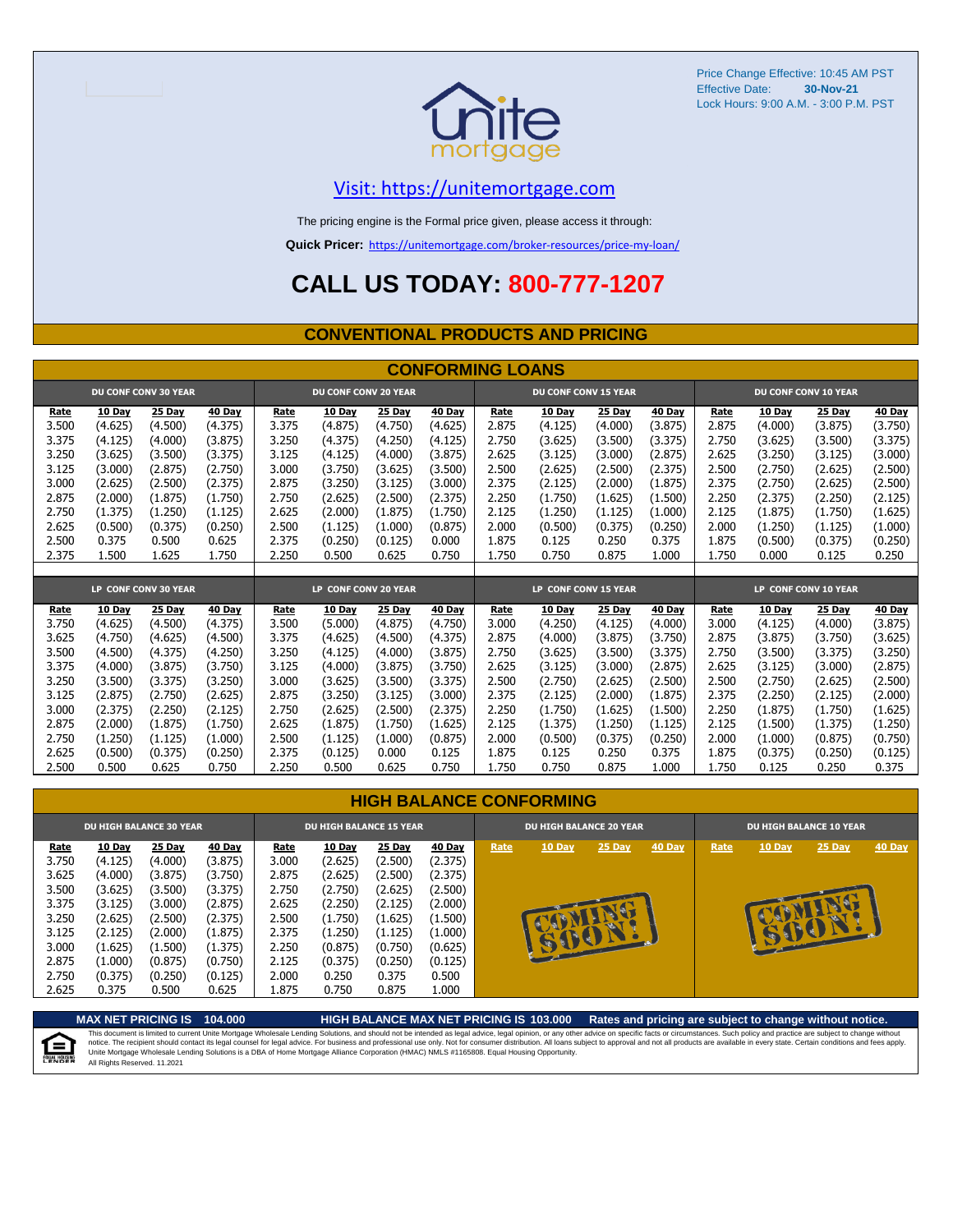Price Change Effective: 10:45 AM PST
Effective Date: **30-Nov-21**
Lock Hours: 9:00 A.M. - 3:00 P.M. PST

unite mortgage

## Visit: https://unitemortgage.com

The pricing engine is the Formal price given, please access it through:

**Quick Pricer:** https://unitemortgage.com/broker-resources/price-my-loan/

# CALL US TODAY: 800-777-1207

## CONVENTIONAL PRODUCTS AND PRICING

### CONFORMING LOANS

| DU CONF CONV 30 YEAR | | | | DU CONF CONV 20 YEAR | | | | DU CONF CONV 15 YEAR | | | | DU CONF CONV 10 YEAR | | | |
|---|---|---|---|---|---|---|---|---|---|---|---|---|---|---|---|
| Rate | 10 Day | 25 Day | 40 Day | Rate | 10 Day | 25 Day | 40 Day | Rate | 10 Day | 25 Day | 40 Day | Rate | 10 Day | 25 Day | 40 Day |
| 3.500 | (4.625) | (4.500) | (4.375) | 3.375 | (4.875) | (4.750) | (4.625) | 2.875 | (4.125) | (4.000) | (3.875) | 2.875 | (4.000) | (3.875) | (3.750) |
| 3.375 | (4.125) | (4.000) | (3.875) | 3.250 | (4.375) | (4.250) | (4.125) | 2.750 | (3.625) | (3.500) | (3.375) | 2.750 | (3.625) | (3.500) | (3.375) |
| 3.250 | (3.625) | (3.500) | (3.375) | 3.125 | (4.125) | (4.000) | (3.875) | 2.625 | (3.125) | (3.000) | (2.875) | 2.625 | (3.250) | (3.125) | (3.000) |
| 3.125 | (3.000) | (2.875) | (2.750) | 3.000 | (3.750) | (3.625) | (3.500) | 2.500 | (2.625) | (2.500) | (2.375) | 2.500 | (2.750) | (2.625) | (2.500) |
| 3.000 | (2.625) | (2.500) | (2.375) | 2.875 | (3.250) | (3.125) | (3.000) | 2.375 | (2.125) | (2.000) | (1.875) | 2.375 | (2.750) | (2.625) | (2.500) |
| 2.875 | (2.000) | (1.875) | (1.750) | 2.750 | (2.625) | (2.500) | (2.375) | 2.250 | (1.750) | (1.625) | (1.500) | 2.250 | (2.375) | (2.250) | (2.125) |
| 2.750 | (1.375) | (1.250) | (1.125) | 2.625 | (2.000) | (1.875) | (1.750) | 2.125 | (1.250) | (1.125) | (1.000) | 2.125 | (1.875) | (1.750) | (1.625) |
| 2.625 | (0.500) | (0.375) | (0.250) | 2.500 | (1.125) | (1.000) | (0.875) | 2.000 | (0.500) | (0.375) | (0.250) | 2.000 | (1.250) | (1.125) | (1.000) |
| 2.500 | 0.375 | 0.500 | 0.625 | 2.375 | (0.250) | (0.125) | 0.000 | 1.875 | 0.125 | 0.250 | 0.375 | 1.875 | (0.500) | (0.375) | (0.250) |
| 2.375 | 1.500 | 1.625 | 1.750 | 2.250 | 0.500 | 0.625 | 0.750 | 1.750 | 0.750 | 0.875 | 1.000 | 1.750 | 0.000 | 0.125 | 0.250 |

| LP CONF CONV 30 YEAR | | | | LP CONF CONV 20 YEAR | | | | LP CONF CONV 15 YEAR | | | | LP CONF CONV 10 YEAR | | | |
|---|---|---|---|---|---|---|---|---|---|---|---|---|---|---|---|
| Rate | 10 Day | 25 Day | 40 Day | Rate | 10 Day | 25 Day | 40 Day | Rate | 10 Day | 25 Day | 40 Day | Rate | 10 Day | 25 Day | 40 Day |
| 3.750 | (4.625) | (4.500) | (4.375) | 3.500 | (5.000) | (4.875) | (4.750) | 3.000 | (4.250) | (4.125) | (4.000) | 3.000 | (4.125) | (4.000) | (3.875) |
| 3.625 | (4.750) | (4.625) | (4.500) | 3.375 | (4.625) | (4.500) | (4.375) | 2.875 | (4.000) | (3.875) | (3.750) | 2.875 | (3.875) | (3.750) | (3.625) |
| 3.500 | (4.500) | (4.375) | (4.250) | 3.250 | (4.125) | (4.000) | (3.875) | 2.750 | (3.625) | (3.500) | (3.375) | 2.750 | (3.500) | (3.375) | (3.250) |
| 3.375 | (4.000) | (3.875) | (3.750) | 3.125 | (4.000) | (3.875) | (3.750) | 2.625 | (3.125) | (3.000) | (2.875) | 2.625 | (3.125) | (3.000) | (2.875) |
| 3.250 | (3.500) | (3.375) | (3.250) | 3.000 | (3.625) | (3.500) | (3.375) | 2.500 | (2.750) | (2.625) | (2.500) | 2.500 | (2.750) | (2.625) | (2.500) |
| 3.125 | (2.875) | (2.750) | (2.625) | 2.875 | (3.250) | (3.125) | (3.000) | 2.375 | (2.125) | (2.000) | (1.875) | 2.375 | (2.250) | (2.125) | (2.000) |
| 3.000 | (2.375) | (2.250) | (2.125) | 2.750 | (2.625) | (2.500) | (2.375) | 2.250 | (1.750) | (1.625) | (1.500) | 2.250 | (1.875) | (1.750) | (1.625) |
| 2.875 | (2.000) | (1.875) | (1.750) | 2.625 | (1.875) | (1.750) | (1.625) | 2.125 | (1.375) | (1.250) | (1.125) | 2.125 | (1.500) | (1.375) | (1.250) |
| 2.750 | (1.250) | (1.125) | (1.000) | 2.500 | (1.125) | (1.000) | (0.875) | 2.000 | (0.500) | (0.375) | (0.250) | 2.000 | (1.000) | (0.875) | (0.750) |
| 2.625 | (0.500) | (0.375) | (0.250) | 2.375 | (0.125) | 0.000 | 0.125 | 1.875 | 0.125 | 0.250 | 0.375 | 1.875 | (0.375) | (0.250) | (0.125) |
| 2.500 | 0.500 | 0.625 | 0.750 | 2.250 | 0.500 | 0.625 | 0.750 | 1.750 | 0.750 | 0.875 | 1.000 | 1.750 | 0.125 | 0.250 | 0.375 |

### HIGH BALANCE CONFORMING

| DU HIGH BALANCE 30 YEAR | | | | DU HIGH BALANCE 15 YEAR | | | | DU HIGH BALANCE 20 YEAR | | | | DU HIGH BALANCE 10 YEAR | | | |
|---|---|---|---|---|---|---|---|---|---|---|---|---|---|---|---|
| Rate | 10 Day | 25 Day | 40 Day | Rate | 10 Day | 25 Day | 40 Day | Rate | 10 Day | 25 Day | 40 Day | Rate | 10 Day | 25 Day | 40 Day |
| 3.750 | (4.125) | (4.000) | (3.875) | 3.000 | (2.625) | (2.500) | (2.375) | COMING SOON! | | | | COMING SOON! | | | |
| 3.625 | (4.000) | (3.875) | (3.750) | 2.875 | (2.625) | (2.500) | (2.375) | | | | | | | | |
| 3.500 | (3.625) | (3.500) | (3.375) | 2.750 | (2.750) | (2.625) | (2.500) | | | | | | | | |
| 3.375 | (3.125) | (3.000) | (2.875) | 2.625 | (2.250) | (2.125) | (2.000) | | | | | | | | |
| 3.250 | (2.625) | (2.500) | (2.375) | 2.500 | (1.750) | (1.625) | (1.500) | | | | | | | | |
| 3.125 | (2.125) | (2.000) | (1.875) | 2.375 | (1.250) | (1.125) | (1.000) | | | | | | | | |
| 3.000 | (1.625) | (1.500) | (1.375) | 2.250 | (0.875) | (0.750) | (0.625) | | | | | | | | |
| 2.875 | (1.000) | (0.875) | (0.750) | 2.125 | (0.375) | (0.250) | (0.125) | | | | | | | | |
| 2.750 | (0.375) | (0.250) | (0.125) | 2.000 | 0.250 | 0.375 | 0.500 | | | | | | | | |
| 2.625 | 0.375 | 0.500 | 0.625 | 1.875 | 0.750 | 0.875 | 1.000 | | | | | | | | |

**MAX NET PRICING IS 104.000** **HIGH BALANCE MAX NET PRICING IS 103.000** **Rates and pricing are subject to change without notice.**

This document is limited to current Unite Mortgage Wholesale Lending Solutions, and should not be intended as legal advice, legal opinion, or any other advice on specific facts or circumstances. Such policy and practice are subject to change without notice. The recipient should contact its legal counsel for legal advice. For business and professional use only. Not for consumer distribution. All loans subject to approval and not all products are available in every state. Certain conditions and fees apply. Unite Mortgage Wholesale Lending Solutions is a DBA of Home Mortgage Alliance Corporation (HMAC) NMLS #1165808. Equal Housing Opportunity.
All Rights Reserved. 11.2021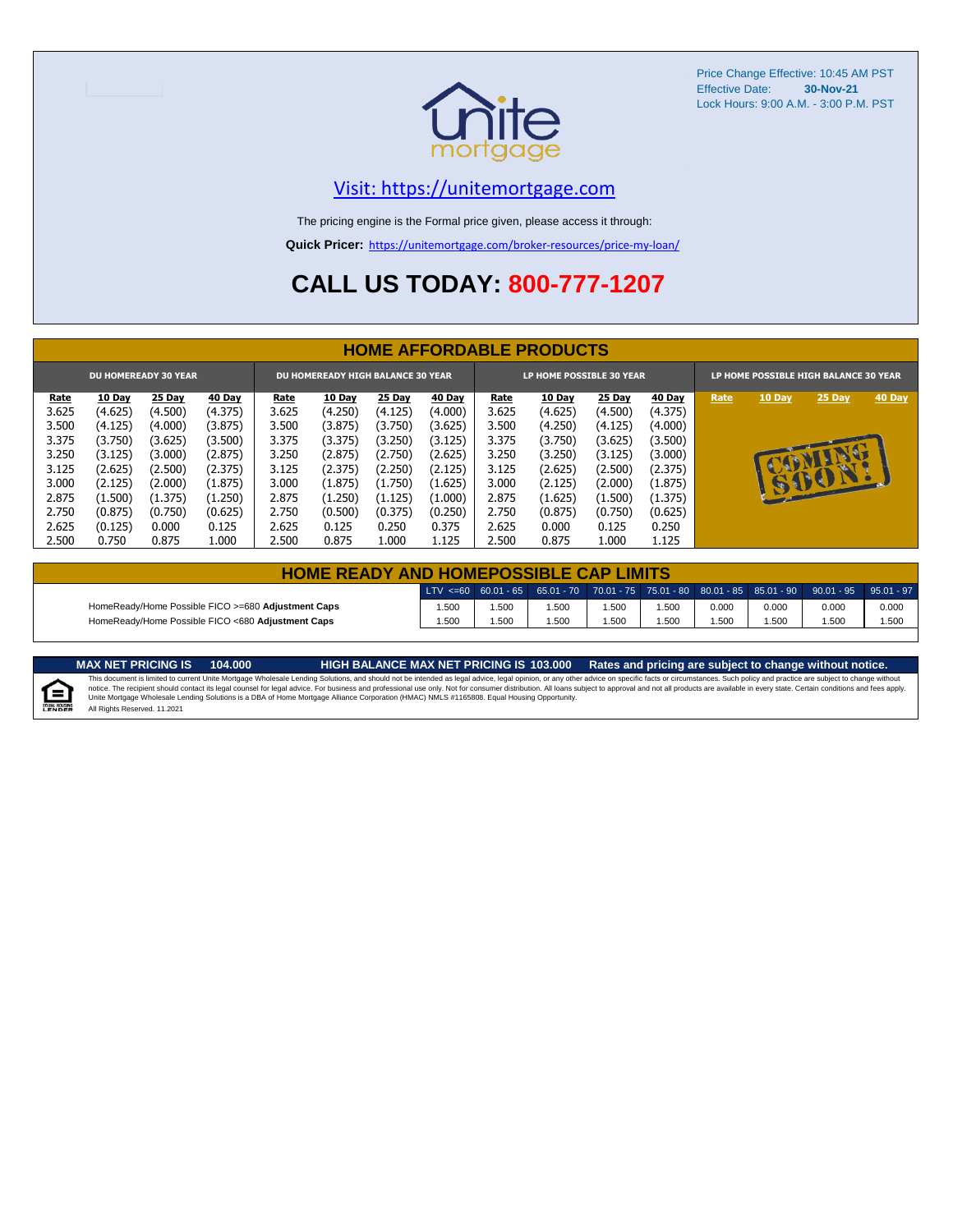Price Change Effective: 10:45 AM PST
Effective Date: **30-Nov-21**
Lock Hours: 9:00 A.M. - 3:00 P.M. PST

Visit: https://unitemortgage.com

The pricing engine is the Formal price given, please access it through:

**Quick Pricer:** https://unitemortgage.com/broker-resources/price-my-loan/

# CALL US TODAY: 800-777-1207

## HOME AFFORDABLE PRODUCTS

| DU HOMEREADY 30 YEAR | | | | DU HOMEREADY HIGH BALANCE 30 YEAR | | | | LP HOME POSSIBLE 30 YEAR | | | | LP HOME POSSIBLE HIGH BALANCE 30 YEAR | | | |
|---|---|---|---|---|---|---|---|---|---|---|---|---|---|---|---|
| Rate | 10 Day | 25 Day | 40 Day | Rate | 10 Day | 25 Day | 40 Day | Rate | 10 Day | 25 Day | 40 Day | Rate | 10 Day | 25 Day | 40 Day |
| 3.625 | (4.625) | (4.500) | (4.375) | 3.625 | (4.250) | (4.125) | (4.000) | 3.625 | (4.625) | (4.500) | (4.375) | | | | |
| 3.500 | (4.125) | (4.000) | (3.875) | 3.500 | (3.875) | (3.750) | (3.625) | 3.500 | (4.250) | (4.125) | (4.000) | | | | |
| 3.375 | (3.750) | (3.625) | (3.500) | 3.375 | (3.375) | (3.250) | (3.125) | 3.375 | (3.750) | (3.625) | (3.500) | | COMING SOON! | | |
| 3.250 | (3.125) | (3.000) | (2.875) | 3.250 | (2.875) | (2.750) | (2.625) | 3.250 | (3.250) | (3.125) | (3.000) | | | | |
| 3.125 | (2.625) | (2.500) | (2.375) | 3.125 | (2.375) | (2.250) | (2.125) | 3.125 | (2.625) | (2.500) | (2.375) | | | | |
| 3.000 | (2.125) | (2.000) | (1.875) | 3.000 | (1.875) | (1.750) | (1.625) | 3.000 | (2.125) | (2.000) | (1.875) | | | | |
| 2.875 | (1.500) | (1.375) | (1.250) | 2.875 | (1.250) | (1.125) | (1.000) | 2.875 | (1.625) | (1.500) | (1.375) | | | | |
| 2.750 | (0.875) | (0.750) | (0.625) | 2.750 | (0.500) | (0.375) | (0.250) | 2.750 | (0.875) | (0.750) | (0.625) | | | | |
| 2.625 | (0.125) | 0.000 | 0.125 | 2.625 | 0.125 | 0.250 | 0.375 | 2.625 | 0.000 | 0.125 | 0.250 | | | | |
| 2.500 | 0.750 | 0.875 | 1.000 | 2.500 | 0.875 | 1.000 | 1.125 | 2.500 | 0.875 | 1.000 | 1.125 | | | | |

## HOME READY AND HOMEPOSSIBLE CAP LIMITS

| | LTV <=60 | 60.01 - 65 | 65.01 - 70 | 70.01 - 75 | 75.01 - 80 | 80.01 - 85 | 85.01 - 90 | 90.01 - 95 | 95.01 - 97 |
|---|---|---|---|---|---|---|---|---|---|
| HomeReady/Home Possible FICO >=680 **Adjustment Caps** | 1.500 | 1.500 | 1.500 | 1.500 | 1.500 | 0.000 | 0.000 | 0.000 | 0.000 |
| HomeReady/Home Possible FICO <680 **Adjustment Caps** | 1.500 | 1.500 | 1.500 | 1.500 | 1.500 | 1.500 | 1.500 | 1.500 | 1.500 |

**MAX NET PRICING IS 104.000** **HIGH BALANCE MAX NET PRICING IS 103.000** **Rates and pricing are subject to change without notice.**

This document is limited to current Unite Mortgage Wholesale Lending Solutions, and should not be intended as legal advice, legal opinion, or any other advice on specific facts or circumstances. Such policy and practice are subject to change without notice. The recipient should contact its legal counsel for legal advice. For business and professional use only. Not for consumer distribution. All loans subject to approval and not all products are available in every state. Certain conditions and fees apply. Unite Mortgage Wholesale Lending Solutions is a DBA of Home Mortgage Alliance Corporation (HMAC) NMLS #1165808. Equal Housing Opportunity.
All Rights Reserved. 11.2021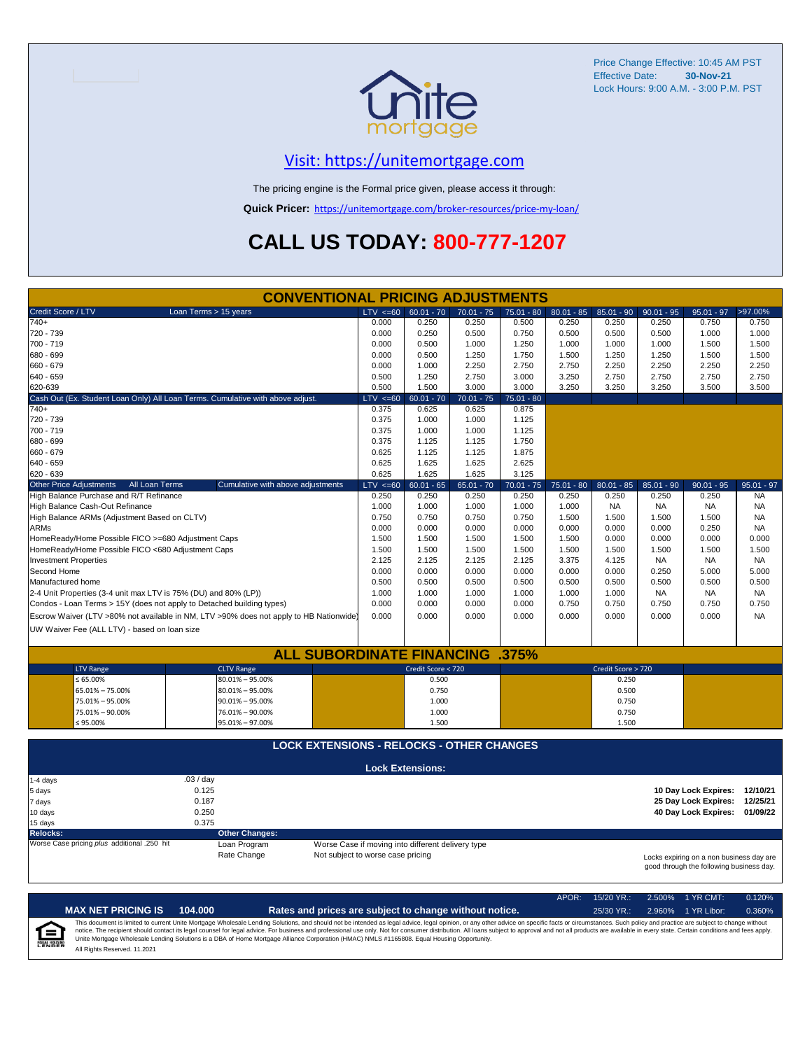Price Change Effective: 10:45 AM PST
Effective Date: **30-Nov-21**
Lock Hours: 9:00 A.M. - 3:00 P.M. PST

## Visit: https://unitemortgage.com

The pricing engine is the Formal price given, please access it through:

**Quick Pricer:** https://unitemortgage.com/broker-resources/price-my-loan/

# CALL US TODAY: 800-777-1207

## CONVENTIONAL PRICING ADJUSTMENTS

| Credit Score / LTV | Loan Terms > 15 years | LTV <=60 | 60.01 - 70 | 70.01 - 75 | 75.01 - 80 | 80.01 - 85 | 85.01 - 90 | 90.01 - 95 | 95.01 - 97 | >97.00% |
|---|---|---|---|---|---|---|---|---|---|---|
| 740+ | | 0.000 | 0.250 | 0.250 | 0.500 | 0.250 | 0.250 | 0.250 | 0.750 | 0.750 |
| 720 - 739 | | 0.000 | 0.250 | 0.500 | 0.750 | 0.500 | 0.500 | 0.500 | 1.000 | 1.000 |
| 700 - 719 | | 0.000 | 0.500 | 1.000 | 1.250 | 1.000 | 1.000 | 1.000 | 1.500 | 1.500 |
| 680 - 699 | | 0.000 | 0.500 | 1.250 | 1.750 | 1.500 | 1.250 | 1.250 | 1.500 | 1.500 |
| 660 - 679 | | 0.000 | 1.000 | 2.250 | 2.750 | 2.750 | 2.250 | 2.250 | 2.250 | 2.250 |
| 640 - 659 | | 0.500 | 1.250 | 2.750 | 3.000 | 3.250 | 2.750 | 2.750 | 2.750 | 2.750 |
| 620-639 | | 0.500 | 1.500 | 3.000 | 3.000 | 3.250 | 3.250 | 3.250 | 3.500 | 3.500 |

| Cash Out (Ex. Student Loan Only) All Loan Terms. Cumulative with above adjust. | LTV <=60 | 60.01 - 70 | 70.01 - 75 | 75.01 - 80 |
|---|---|---|---|---|
| 740+ | 0.375 | 0.625 | 0.625 | 0.875 |
| 720 - 739 | 0.375 | 1.000 | 1.000 | 1.125 |
| 700 - 719 | 0.375 | 1.000 | 1.000 | 1.125 |
| 680 - 699 | 0.375 | 1.125 | 1.125 | 1.750 |
| 660 - 679 | 0.625 | 1.125 | 1.125 | 1.875 |
| 640 - 659 | 0.625 | 1.625 | 1.625 | 2.625 |
| 620 - 639 | 0.625 | 1.625 | 1.625 | 3.125 |

| Other Price Adjustments — All Loan Terms — Cumulative with above adjustments | LTV <=60 | 60.01 - 65 | 65.01 - 70 | 70.01 - 75 | 75.01 - 80 | 80.01 - 85 | 85.01 - 90 | 90.01 - 95 | 95.01 - 97 |
|---|---|---|---|---|---|---|---|---|---|
| High Balance Purchase and R/T Refinance | 0.250 | 0.250 | 0.250 | 0.250 | 0.250 | 0.250 | 0.250 | 0.250 | NA |
| High Balance Cash-Out Refinance | 1.000 | 1.000 | 1.000 | 1.000 | 1.000 | NA | NA | NA | NA |
| High Balance ARMs (Adjustment Based on CLTV) | 0.750 | 0.750 | 0.750 | 0.750 | 1.500 | 1.500 | 1.500 | 1.500 | NA |
| ARMs | 0.000 | 0.000 | 0.000 | 0.000 | 0.000 | 0.000 | 0.000 | 0.250 | NA |
| HomeReady/Home Possible FICO >=680 Adjustment Caps | 1.500 | 1.500 | 1.500 | 1.500 | 1.500 | 0.000 | 0.000 | 0.000 | 0.000 |
| HomeReady/Home Possible FICO <680 Adjustment Caps | 1.500 | 1.500 | 1.500 | 1.500 | 1.500 | 1.500 | 1.500 | 1.500 | 1.500 |
| Investment Properties | 2.125 | 2.125 | 2.125 | 2.125 | 3.375 | 4.125 | NA | NA | NA |
| Second Home | 0.000 | 0.000 | 0.000 | 0.000 | 0.000 | 0.000 | 0.250 | 5.000 | 5.000 |
| Manufactured home | 0.500 | 0.500 | 0.500 | 0.500 | 0.500 | 0.500 | 0.500 | 0.500 | 0.500 |
| 2-4 Unit Properties (3-4 unit max LTV is 75% (DU) and 80% (LP)) | 1.000 | 1.000 | 1.000 | 1.000 | 1.000 | 1.000 | NA | NA | NA |
| Condos - Loan Terms > 15Y (does not apply to Detached building types) | 0.000 | 0.000 | 0.000 | 0.000 | 0.750 | 0.750 | 0.750 | 0.750 | 0.750 |
| Escrow Waiver (LTV >80% not available in NM, LTV >90% does not apply to HB Nationwide) | 0.000 | 0.000 | 0.000 | 0.000 | 0.000 | 0.000 | 0.000 | 0.000 | NA |
| UW Waiver Fee (ALL LTV) - based on loan size | | | | | | | | | |

## ALL SUBORDINATE FINANCING .375%

| LTV Range | CLTV Range | Credit Score < 720 | Credit Score > 720 |
|---|---|---|---|
| ≤ 65.00% | 80.01% – 95.00% | 0.500 | 0.250 |
| 65.01% – 75.00% | 80.01% – 95.00% | 0.750 | 0.500 |
| 75.01% – 95.00% | 90.01% – 95.00% | 1.000 | 0.750 |
| 75.01% – 90.00% | 76.01% – 90.00% | 1.000 | 0.750 |
| ≤ 95.00% | 95.01% – 97.00% | 1.500 | 1.500 |

## LOCK EXTENSIONS - RELOCKS - OTHER CHANGES

**Lock Extensions:**

| | |
|---|---|
| 1-4 days | .03 / day |
| 5 days | 0.125 |
| 7 days | 0.187 |
| 10 days | 0.250 |
| 15 days | 0.375 |

**10 Day Lock Expires:** 12/10/21
**25 Day Lock Expires:** 12/25/21
**40 Day Lock Expires:** 01/09/22

**Relocks:** Worse Case pricing *plus* additional .250 hit

**Other Changes:**

| | |
|---|---|
| Loan Program | Worse Case if moving into different delivery type |
| Rate Change | Not subject to worse case pricing |

Locks expiring on a non business day are good through the following business day.

| APOR: | 15/20 YR.: | 2.500% | 1 YR CMT: | 0.120% |
|---|---|---|---|---|
| | 25/30 YR.: | 2.960% | 1 YR Libor: | 0.360% |

**MAX NET PRICING IS 104.000** — **Rates and prices are subject to change without notice.**

This document is limited to current Unite Mortgage Wholesale Lending Solutions, and should not be intended as legal advice, legal opinion, or any other advice on specific facts or circumstances. Such policy and practice are subject to change without notice. The recipient should contact its legal counsel for legal advice. For business and professional use only. Not for consumer distribution. All loans subject to approval and not all products are available in every state. Certain conditions and fees apply. Unite Mortgage Wholesale Lending Solutions is a DBA of Home Mortgage Alliance Corporation (HMAC) NMLS #1165808. Equal Housing Opportunity.
All Rights Reserved. 11.2021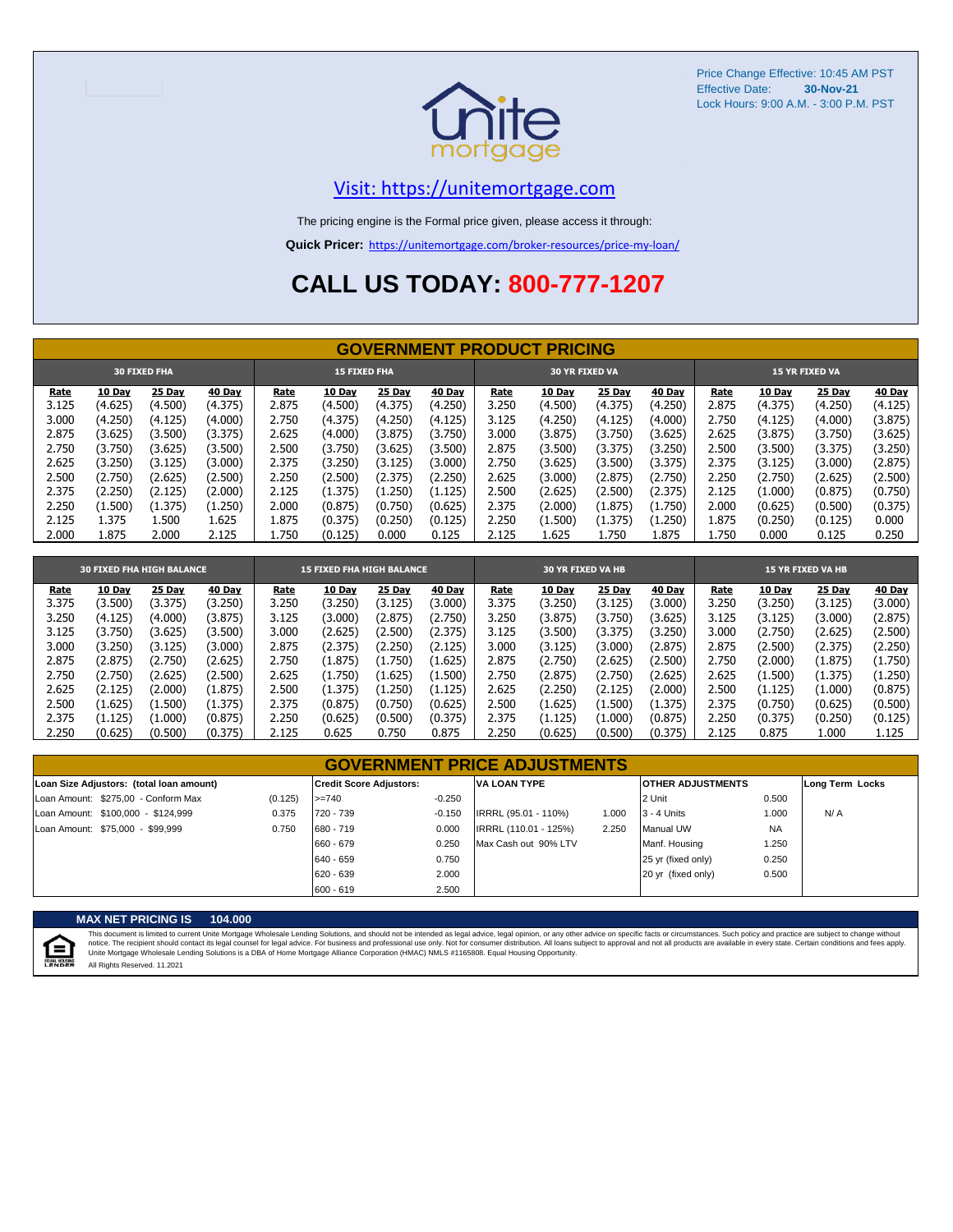Price Change Effective: 10:45 AM PST
Effective Date: **30-Nov-21**
Lock Hours: 9:00 A.M. - 3:00 P.M. PST

## Visit: https://unitemortgage.com

The pricing engine is the Formal price given, please access it through:

**Quick Pricer:** https://unitemortgage.com/broker-resources/price-my-loan/

# CALL US TODAY: 800-777-1207

## GOVERNMENT PRODUCT PRICING

| 30 FIXED FHA | | | | 15 FIXED FHA | | | | 30 YR FIXED VA | | | | 15 YR FIXED VA | | | |
|---|---|---|---|---|---|---|---|---|---|---|---|---|---|---|---|
| Rate | 10 Day | 25 Day | 40 Day | Rate | 10 Day | 25 Day | 40 Day | Rate | 10 Day | 25 Day | 40 Day | Rate | 10 Day | 25 Day | 40 Day |
| 3.125 | (4.625) | (4.500) | (4.375) | 2.875 | (4.500) | (4.375) | (4.250) | 3.250 | (4.500) | (4.375) | (4.250) | 2.875 | (4.375) | (4.250) | (4.125) |
| 3.000 | (4.250) | (4.125) | (4.000) | 2.750 | (4.375) | (4.250) | (4.125) | 3.125 | (4.250) | (4.125) | (4.000) | 2.750 | (4.125) | (4.000) | (3.875) |
| 2.875 | (3.625) | (3.500) | (3.375) | 2.625 | (4.000) | (3.875) | (3.750) | 3.000 | (3.875) | (3.750) | (3.625) | 2.625 | (3.875) | (3.750) | (3.625) |
| 2.750 | (3.750) | (3.625) | (3.500) | 2.500 | (3.750) | (3.625) | (3.500) | 2.875 | (3.500) | (3.375) | (3.250) | 2.500 | (3.500) | (3.375) | (3.250) |
| 2.625 | (3.250) | (3.125) | (3.000) | 2.375 | (3.250) | (3.125) | (3.000) | 2.750 | (3.625) | (3.500) | (3.375) | 2.375 | (3.125) | (3.000) | (2.875) |
| 2.500 | (2.750) | (2.625) | (2.500) | 2.250 | (2.500) | (2.375) | (2.250) | 2.625 | (3.000) | (2.875) | (2.750) | 2.250 | (2.750) | (2.625) | (2.500) |
| 2.375 | (2.250) | (2.125) | (2.000) | 2.125 | (1.375) | (1.250) | (1.125) | 2.500 | (2.625) | (2.500) | (2.375) | 2.125 | (1.000) | (0.875) | (0.750) |
| 2.250 | (1.500) | (1.375) | (1.250) | 2.000 | (0.875) | (0.750) | (0.625) | 2.375 | (2.000) | (1.875) | (1.750) | 2.000 | (0.625) | (0.500) | (0.375) |
| 2.125 | 1.375 | 1.500 | 1.625 | 1.875 | (0.375) | (0.250) | (0.125) | 2.250 | (1.500) | (1.375) | (1.250) | 1.875 | (0.250) | (0.125) | 0.000 |
| 2.000 | 1.875 | 2.000 | 2.125 | 1.750 | (0.125) | 0.000 | 0.125 | 2.125 | 1.625 | 1.750 | 1.875 | 1.750 | 0.000 | 0.125 | 0.250 |

| 30 FIXED FHA HIGH BALANCE | | | | 15 FIXED FHA HIGH BALANCE | | | | 30 YR FIXED VA HB | | | | 15 YR FIXED VA HB | | | |
|---|---|---|---|---|---|---|---|---|---|---|---|---|---|---|---|
| Rate | 10 Day | 25 Day | 40 Day | Rate | 10 Day | 25 Day | 40 Day | Rate | 10 Day | 25 Day | 40 Day | Rate | 10 Day | 25 Day | 40 Day |
| 3.375 | (3.500) | (3.375) | (3.250) | 3.250 | (3.250) | (3.125) | (3.000) | 3.375 | (3.250) | (3.125) | (3.000) | 3.250 | (3.250) | (3.125) | (3.000) |
| 3.250 | (4.125) | (4.000) | (3.875) | 3.125 | (3.000) | (2.875) | (2.750) | 3.250 | (3.875) | (3.750) | (3.625) | 3.125 | (3.125) | (3.000) | (2.875) |
| 3.125 | (3.750) | (3.625) | (3.500) | 3.000 | (2.625) | (2.500) | (2.375) | 3.125 | (3.500) | (3.375) | (3.250) | 3.000 | (2.750) | (2.625) | (2.500) |
| 3.000 | (3.250) | (3.125) | (3.000) | 2.875 | (2.375) | (2.250) | (2.125) | 3.000 | (3.125) | (3.000) | (2.875) | 2.875 | (2.500) | (2.375) | (2.250) |
| 2.875 | (2.875) | (2.750) | (2.625) | 2.750 | (1.875) | (1.750) | (1.625) | 2.875 | (2.750) | (2.625) | (2.500) | 2.750 | (2.000) | (1.875) | (1.750) |
| 2.750 | (2.750) | (2.625) | (2.500) | 2.625 | (1.750) | (1.625) | (1.500) | 2.750 | (2.875) | (2.750) | (2.625) | 2.625 | (1.500) | (1.375) | (1.250) |
| 2.625 | (2.125) | (2.000) | (1.875) | 2.500 | (1.375) | (1.250) | (1.125) | 2.625 | (2.250) | (2.125) | (2.000) | 2.500 | (1.125) | (1.000) | (0.875) |
| 2.500 | (1.625) | (1.500) | (1.375) | 2.375 | (0.875) | (0.750) | (0.625) | 2.500 | (1.625) | (1.500) | (1.375) | 2.375 | (0.750) | (0.625) | (0.500) |
| 2.375 | (1.125) | (1.000) | (0.875) | 2.250 | (0.625) | (0.500) | (0.375) | 2.375 | (1.125) | (1.000) | (0.875) | 2.250 | (0.375) | (0.250) | (0.125) |
| 2.250 | (0.625) | (0.500) | (0.375) | 2.125 | 0.625 | 0.750 | 0.875 | 2.250 | (0.625) | (0.500) | (0.375) | 2.125 | 0.875 | 1.000 | 1.125 |

## GOVERNMENT PRICE ADJUSTMENTS

| Loan Size Adjustors: (total loan amount) | | Credit Score Adjustors: | | VA LOAN TYPE | | OTHER ADJUSTMENTS | | Long Term Locks |
|---|---|---|---|---|---|---|---|---|
| Loan Amount: $275,000 - Conform Max | (0.125) | >=740 | -0.250 | | | 2 Unit | 0.500 | |
| Loan Amount: $100,000 - $124,999 | 0.375 | 720 - 739 | -0.150 | IRRRL (95.01 - 110%) | 1.000 | 3 - 4 Units | 1.000 | N/ A |
| Loan Amount: $75,000 - $99,999 | 0.750 | 680 - 719 | 0.000 | IRRRL (110.01 - 125%) | 2.250 | Manual UW | NA | |
| | | 660 - 679 | 0.250 | Max Cash out 90% LTV | | Manf. Housing | 1.250 | |
| | | 640 - 659 | 0.750 | | | 25 yr (fixed only) | 0.250 | |
| | | 620 - 639 | 2.000 | | | 20 yr (fixed only) | 0.500 | |
| | | 600 - 619 | 2.500 | | | | | |

**MAX NET PRICING IS 104.000**

This document is limited to current Unite Mortgage Wholesale Lending Solutions, and should not be intended as legal advice, legal opinion, or any other advice on specific facts or circumstances. Such policy and practice are subject to change without notice. The recipient should contact its legal counsel for legal advice. For business and professional use only. Not for consumer distribution. All loans subject to approval and not all products are available in every state. Certain conditions and fees apply. Unite Mortgage Wholesale Lending Solutions is a DBA of Home Mortgage Alliance Corporation (HMAC) NMLS #1165808. Equal Housing Opportunity.

All Rights Reserved. 11.2021